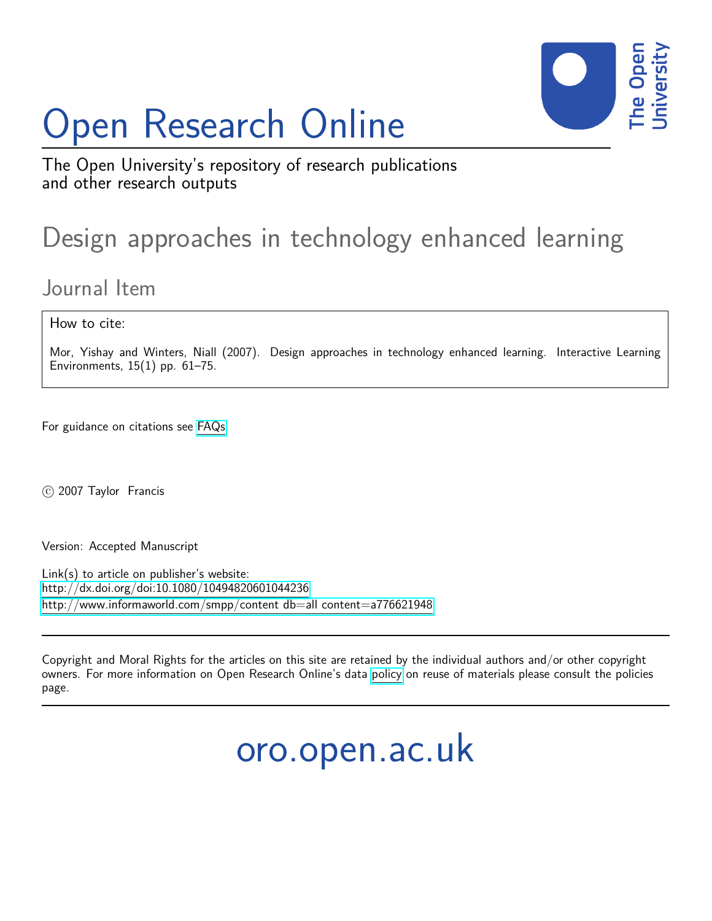# Open Research Online

The Open University's repository of research publications and other research outputs

## Design approaches in technology enhanced learning

### Journal Item

How to cite:

Mor, Yishay and Winters, Niall (2007). Design approaches in technology enhanced learning. Interactive Learning Environments, 15(1) pp. 61–75.

For guidance on citations see FAQs.

© 2007 Taylor Francis

Version: Accepted Manuscript

Link(s) to article on publisher's website:
http://dx.doi.org/doi:10.1080/10494820601044236
http://www.informaworld.com/smpp/content db=all content=a776621948

Copyright and Moral Rights for the articles on this site are retained by the individual authors and/or other copyright owners. For more information on Open Research Online's data policy on reuse of materials please consult the policies page.

oro.open.ac.uk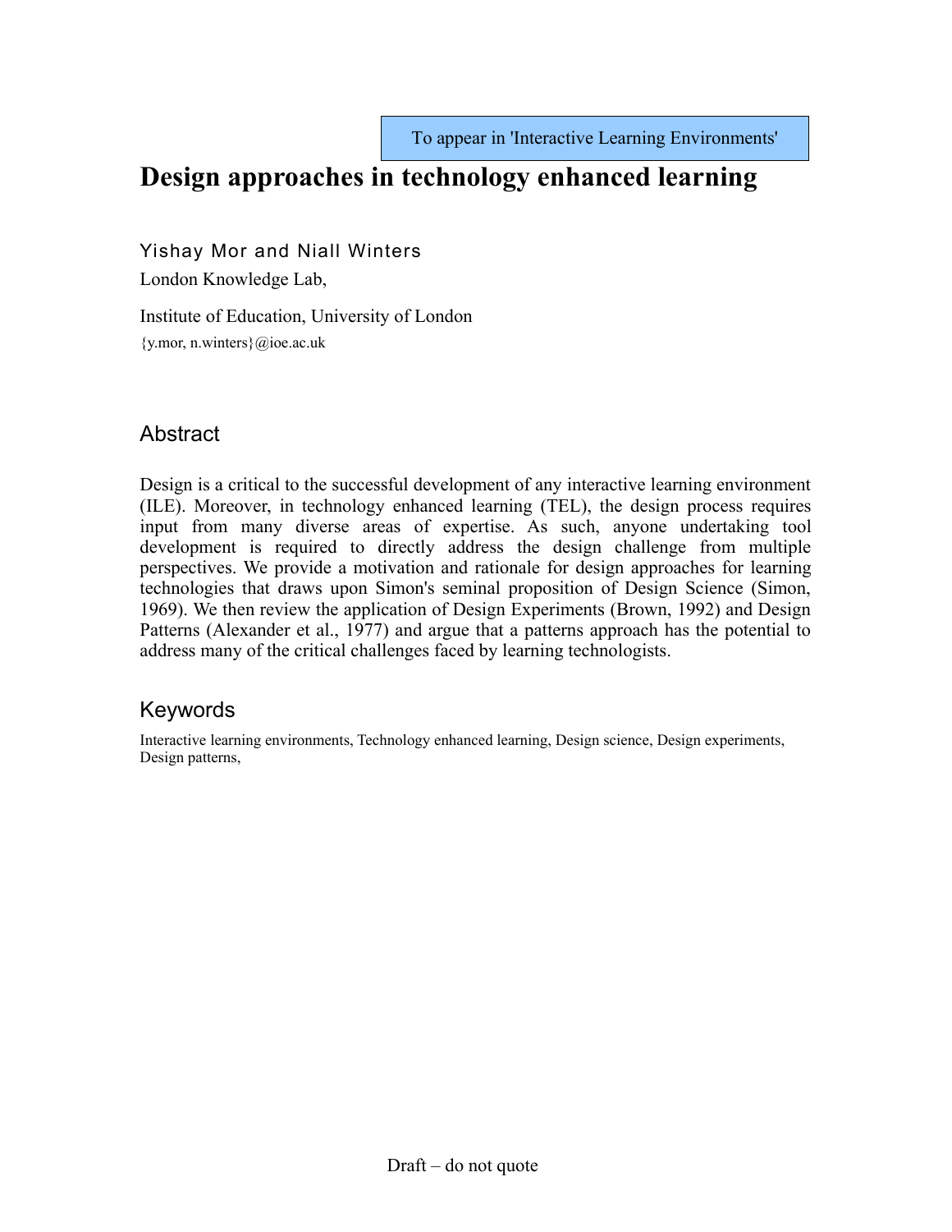To appear in 'Interactive Learning Environments'

# Design approaches in technology enhanced learning

Yishay Mor and Niall Winters

London Knowledge Lab,

Institute of Education, University of London

{y.mor, n.winters}@ioe.ac.uk

## Abstract

Design is a critical to the successful development of any interactive learning environment (ILE). Moreover, in technology enhanced learning (TEL), the design process requires input from many diverse areas of expertise. As such, anyone undertaking tool development is required to directly address the design challenge from multiple perspectives. We provide a motivation and rationale for design approaches for learning technologies that draws upon Simon's seminal proposition of Design Science (Simon, 1969). We then review the application of Design Experiments (Brown, 1992) and Design Patterns (Alexander et al., 1977) and argue that a patterns approach has the potential to address many of the critical challenges faced by learning technologists.

## Keywords

Interactive learning environments, Technology enhanced learning, Design science, Design experiments, Design patterns,

Draft – do not quote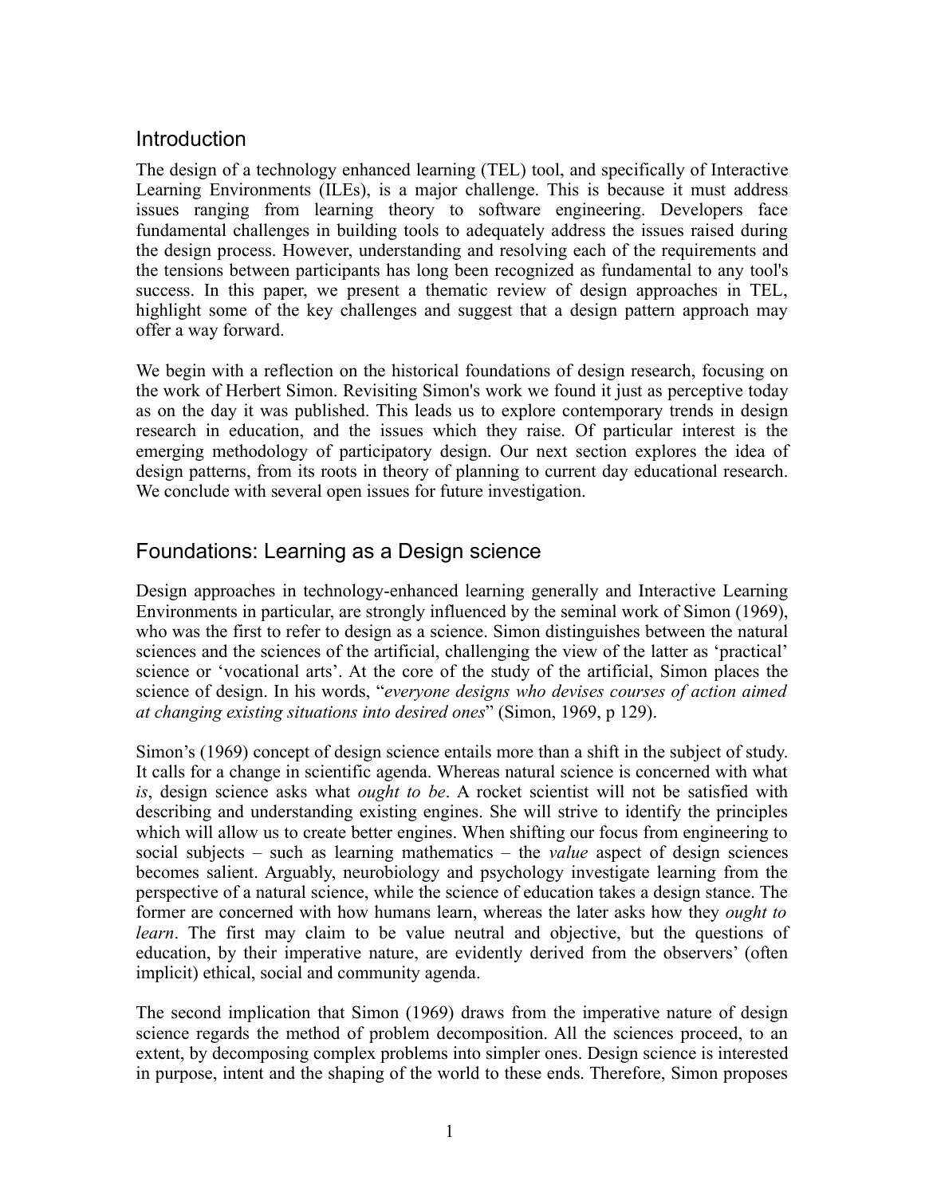## Introduction

The design of a technology enhanced learning (TEL) tool, and specifically of Interactive Learning Environments (ILEs), is a major challenge. This is because it must address issues ranging from learning theory to software engineering. Developers face fundamental challenges in building tools to adequately address the issues raised during the design process. However, understanding and resolving each of the requirements and the tensions between participants has long been recognized as fundamental to any tool's success. In this paper, we present a thematic review of design approaches in TEL, highlight some of the key challenges and suggest that a design pattern approach may offer a way forward.

We begin with a reflection on the historical foundations of design research, focusing on the work of Herbert Simon. Revisiting Simon's work we found it just as perceptive today as on the day it was published. This leads us to explore contemporary trends in design research in education, and the issues which they raise. Of particular interest is the emerging methodology of participatory design. Our next section explores the idea of design patterns, from its roots in theory of planning to current day educational research. We conclude with several open issues for future investigation.

## Foundations: Learning as a Design science

Design approaches in technology-enhanced learning generally and Interactive Learning Environments in particular, are strongly influenced by the seminal work of Simon (1969), who was the first to refer to design as a science. Simon distinguishes between the natural sciences and the sciences of the artificial, challenging the view of the latter as 'practical' science or 'vocational arts'. At the core of the study of the artificial, Simon places the science of design. In his words, "*everyone designs who devises courses of action aimed at changing existing situations into desired ones*" (Simon, 1969, p 129).

Simon's (1969) concept of design science entails more than a shift in the subject of study. It calls for a change in scientific agenda. Whereas natural science is concerned with what *is*, design science asks what *ought to be*. A rocket scientist will not be satisfied with describing and understanding existing engines. She will strive to identify the principles which will allow us to create better engines. When shifting our focus from engineering to social subjects – such as learning mathematics – the *value* aspect of design sciences becomes salient. Arguably, neurobiology and psychology investigate learning from the perspective of a natural science, while the science of education takes a design stance. The former are concerned with how humans learn, whereas the later asks how they *ought to learn*. The first may claim to be value neutral and objective, but the questions of education, by their imperative nature, are evidently derived from the observers' (often implicit) ethical, social and community agenda.

The second implication that Simon (1969) draws from the imperative nature of design science regards the method of problem decomposition. All the sciences proceed, to an extent, by decomposing complex problems into simpler ones. Design science is interested in purpose, intent and the shaping of the world to these ends. Therefore, Simon proposes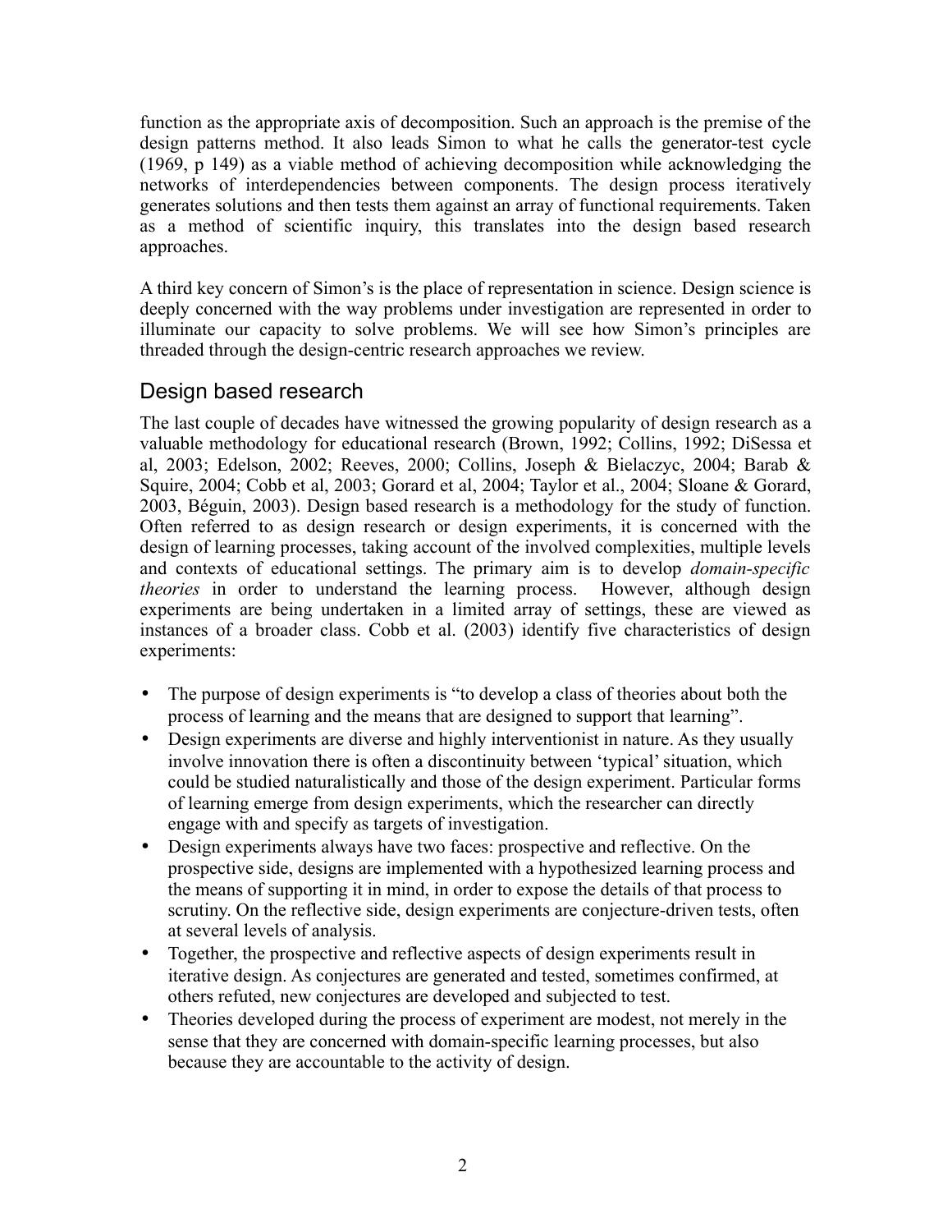function as the appropriate axis of decomposition. Such an approach is the premise of the design patterns method. It also leads Simon to what he calls the generator-test cycle (1969, p 149) as a viable method of achieving decomposition while acknowledging the networks of interdependencies between components. The design process iteratively generates solutions and then tests them against an array of functional requirements. Taken as a method of scientific inquiry, this translates into the design based research approaches.

A third key concern of Simon's is the place of representation in science. Design science is deeply concerned with the way problems under investigation are represented in order to illuminate our capacity to solve problems. We will see how Simon's principles are threaded through the design-centric research approaches we review.

## Design based research

The last couple of decades have witnessed the growing popularity of design research as a valuable methodology for educational research (Brown, 1992; Collins, 1992; DiSessa et al, 2003; Edelson, 2002; Reeves, 2000; Collins, Joseph & Bielaczyc, 2004; Barab & Squire, 2004; Cobb et al, 2003; Gorard et al, 2004; Taylor et al., 2004; Sloane & Gorard, 2003, Béguin, 2003). Design based research is a methodology for the study of function. Often referred to as design research or design experiments, it is concerned with the design of learning processes, taking account of the involved complexities, multiple levels and contexts of educational settings. The primary aim is to develop *domain-specific theories* in order to understand the learning process. However, although design experiments are being undertaken in a limited array of settings, these are viewed as instances of a broader class. Cobb et al. (2003) identify five characteristics of design experiments:

- The purpose of design experiments is "to develop a class of theories about both the process of learning and the means that are designed to support that learning".
- Design experiments are diverse and highly interventionist in nature. As they usually involve innovation there is often a discontinuity between 'typical' situation, which could be studied naturalistically and those of the design experiment. Particular forms of learning emerge from design experiments, which the researcher can directly engage with and specify as targets of investigation.
- Design experiments always have two faces: prospective and reflective. On the prospective side, designs are implemented with a hypothesized learning process and the means of supporting it in mind, in order to expose the details of that process to scrutiny. On the reflective side, design experiments are conjecture-driven tests, often at several levels of analysis.
- Together, the prospective and reflective aspects of design experiments result in iterative design. As conjectures are generated and tested, sometimes confirmed, at others refuted, new conjectures are developed and subjected to test.
- Theories developed during the process of experiment are modest, not merely in the sense that they are concerned with domain-specific learning processes, but also because they are accountable to the activity of design.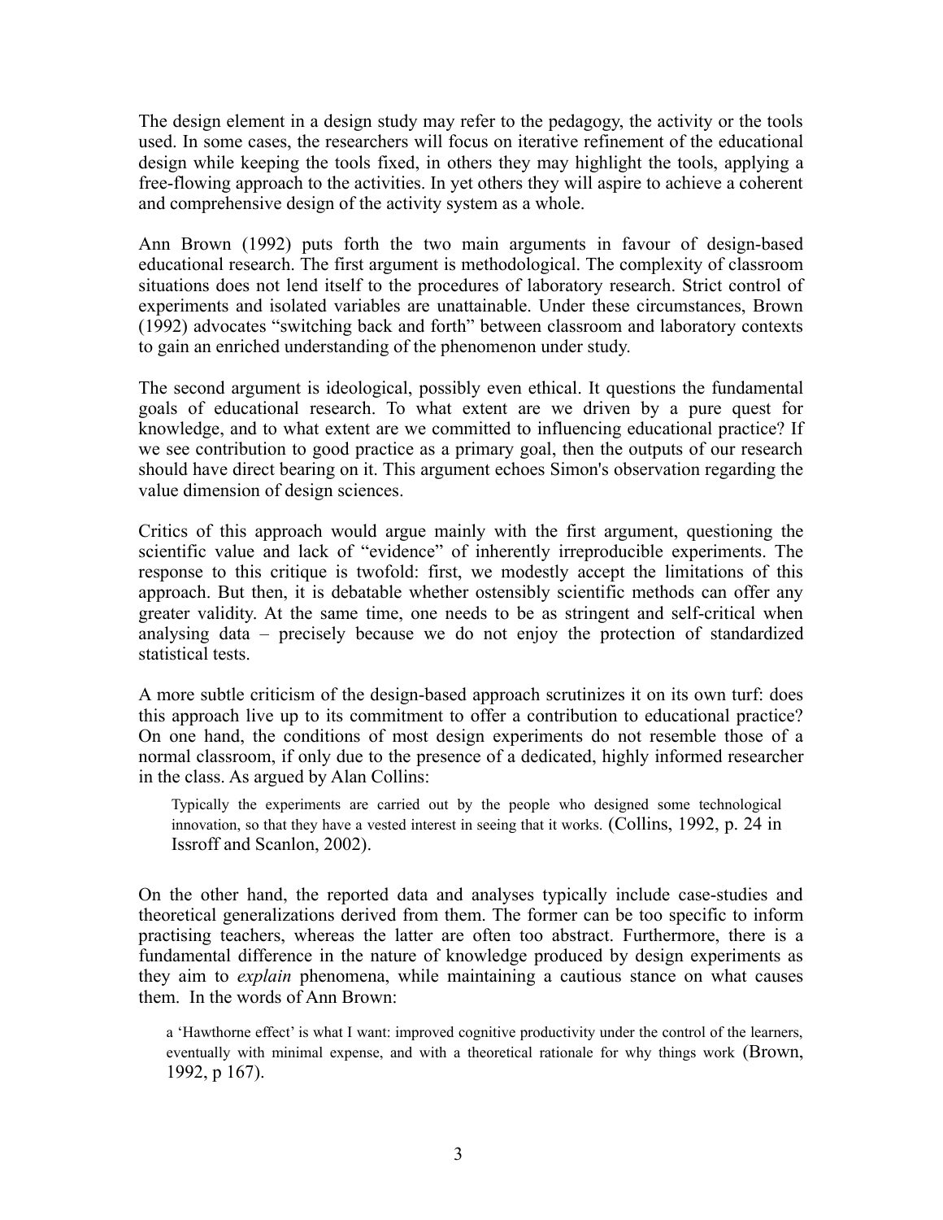The design element in a design study may refer to the pedagogy, the activity or the tools used. In some cases, the researchers will focus on iterative refinement of the educational design while keeping the tools fixed, in others they may highlight the tools, applying a free-flowing approach to the activities. In yet others they will aspire to achieve a coherent and comprehensive design of the activity system as a whole.

Ann Brown (1992) puts forth the two main arguments in favour of design-based educational research. The first argument is methodological. The complexity of classroom situations does not lend itself to the procedures of laboratory research. Strict control of experiments and isolated variables are unattainable. Under these circumstances, Brown (1992) advocates "switching back and forth" between classroom and laboratory contexts to gain an enriched understanding of the phenomenon under study.

The second argument is ideological, possibly even ethical. It questions the fundamental goals of educational research. To what extent are we driven by a pure quest for knowledge, and to what extent are we committed to influencing educational practice? If we see contribution to good practice as a primary goal, then the outputs of our research should have direct bearing on it. This argument echoes Simon's observation regarding the value dimension of design sciences.

Critics of this approach would argue mainly with the first argument, questioning the scientific value and lack of "evidence" of inherently irreproducible experiments. The response to this critique is twofold: first, we modestly accept the limitations of this approach. But then, it is debatable whether ostensibly scientific methods can offer any greater validity. At the same time, one needs to be as stringent and self-critical when analysing data – precisely because we do not enjoy the protection of standardized statistical tests.

A more subtle criticism of the design-based approach scrutinizes it on its own turf: does this approach live up to its commitment to offer a contribution to educational practice? On one hand, the conditions of most design experiments do not resemble those of a normal classroom, if only due to the presence of a dedicated, highly informed researcher in the class. As argued by Alan Collins:

> Typically the experiments are carried out by the people who designed some technological innovation, so that they have a vested interest in seeing that it works. (Collins, 1992, p. 24 in Issroff and Scanlon, 2002).

On the other hand, the reported data and analyses typically include case-studies and theoretical generalizations derived from them. The former can be too specific to inform practising teachers, whereas the latter are often too abstract. Furthermore, there is a fundamental difference in the nature of knowledge produced by design experiments as they aim to *explain* phenomena, while maintaining a cautious stance on what causes them. In the words of Ann Brown:

> a 'Hawthorne effect' is what I want: improved cognitive productivity under the control of the learners, eventually with minimal expense, and with a theoretical rationale for why things work (Brown, 1992, p 167).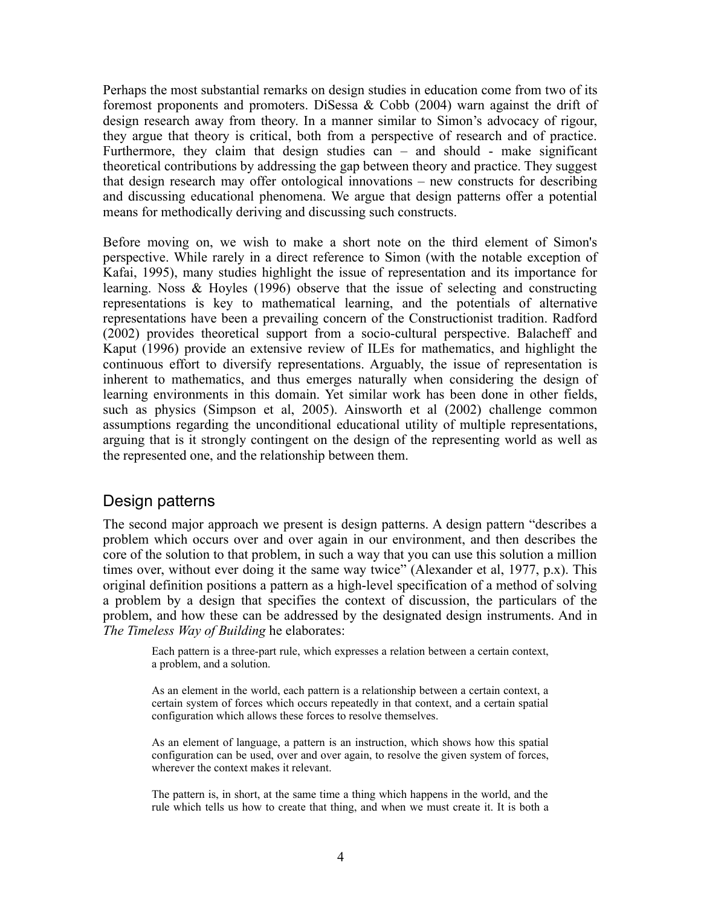Perhaps the most substantial remarks on design studies in education come from two of its foremost proponents and promoters. DiSessa & Cobb (2004) warn against the drift of design research away from theory. In a manner similar to Simon's advocacy of rigour, they argue that theory is critical, both from a perspective of research and of practice. Furthermore, they claim that design studies can – and should - make significant theoretical contributions by addressing the gap between theory and practice. They suggest that design research may offer ontological innovations – new constructs for describing and discussing educational phenomena. We argue that design patterns offer a potential means for methodically deriving and discussing such constructs.

Before moving on, we wish to make a short note on the third element of Simon's perspective. While rarely in a direct reference to Simon (with the notable exception of Kafai, 1995), many studies highlight the issue of representation and its importance for learning. Noss & Hoyles (1996) observe that the issue of selecting and constructing representations is key to mathematical learning, and the potentials of alternative representations have been a prevailing concern of the Constructionist tradition. Radford (2002) provides theoretical support from a socio-cultural perspective. Balacheff and Kaput (1996) provide an extensive review of ILEs for mathematics, and highlight the continuous effort to diversify representations. Arguably, the issue of representation is inherent to mathematics, and thus emerges naturally when considering the design of learning environments in this domain. Yet similar work has been done in other fields, such as physics (Simpson et al, 2005). Ainsworth et al (2002) challenge common assumptions regarding the unconditional educational utility of multiple representations, arguing that is it strongly contingent on the design of the representing world as well as the represented one, and the relationship between them.

## Design patterns

The second major approach we present is design patterns. A design pattern "describes a problem which occurs over and over again in our environment, and then describes the core of the solution to that problem, in such a way that you can use this solution a million times over, without ever doing it the same way twice" (Alexander et al, 1977, p.x). This original definition positions a pattern as a high-level specification of a method of solving a problem by a design that specifies the context of discussion, the particulars of the problem, and how these can be addressed by the designated design instruments. And in *The Timeless Way of Building* he elaborates:

> Each pattern is a three-part rule, which expresses a relation between a certain context, a problem, and a solution.
>
> As an element in the world, each pattern is a relationship between a certain context, a certain system of forces which occurs repeatedly in that context, and a certain spatial configuration which allows these forces to resolve themselves.
>
> As an element of language, a pattern is an instruction, which shows how this spatial configuration can be used, over and over again, to resolve the given system of forces, wherever the context makes it relevant.
>
> The pattern is, in short, at the same time a thing which happens in the world, and the rule which tells us how to create that thing, and when we must create it. It is both a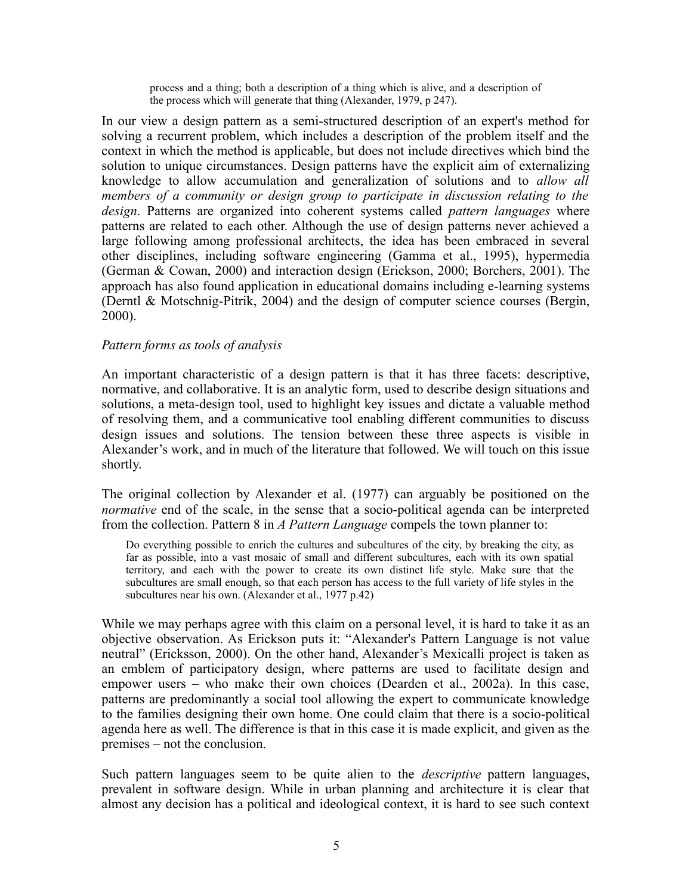> process and a thing; both a description of a thing which is alive, and a description of the process which will generate that thing (Alexander, 1979, p 247).

In our view a design pattern as a semi-structured description of an expert's method for solving a recurrent problem, which includes a description of the problem itself and the context in which the method is applicable, but does not include directives which bind the solution to unique circumstances. Design patterns have the explicit aim of externalizing knowledge to allow accumulation and generalization of solutions and to *allow all members of a community or design group to participate in discussion relating to the design*. Patterns are organized into coherent systems called *pattern languages* where patterns are related to each other. Although the use of design patterns never achieved a large following among professional architects, the idea has been embraced in several other disciplines, including software engineering (Gamma et al., 1995), hypermedia (German & Cowan, 2000) and interaction design (Erickson, 2000; Borchers, 2001). The approach has also found application in educational domains including e-learning systems (Derntl & Motschnig-Pitrik, 2004) and the design of computer science courses (Bergin, 2000).

*Pattern forms as tools of analysis*

An important characteristic of a design pattern is that it has three facets: descriptive, normative, and collaborative. It is an analytic form, used to describe design situations and solutions, a meta-design tool, used to highlight key issues and dictate a valuable method of resolving them, and a communicative tool enabling different communities to discuss design issues and solutions. The tension between these three aspects is visible in Alexander's work, and in much of the literature that followed. We will touch on this issue shortly.

The original collection by Alexander et al. (1977) can arguably be positioned on the *normative* end of the scale, in the sense that a socio-political agenda can be interpreted from the collection. Pattern 8 in *A Pattern Language* compels the town planner to:

> Do everything possible to enrich the cultures and subcultures of the city, by breaking the city, as far as possible, into a vast mosaic of small and different subcultures, each with its own spatial territory, and each with the power to create its own distinct life style. Make sure that the subcultures are small enough, so that each person has access to the full variety of life styles in the subcultures near his own. (Alexander et al., 1977 p.42)

While we may perhaps agree with this claim on a personal level, it is hard to take it as an objective observation. As Erickson puts it: "Alexander's Pattern Language is not value neutral" (Ericksson, 2000). On the other hand, Alexander's Mexicalli project is taken as an emblem of participatory design, where patterns are used to facilitate design and empower users – who make their own choices (Dearden et al., 2002a). In this case, patterns are predominantly a social tool allowing the expert to communicate knowledge to the families designing their own home. One could claim that there is a socio-political agenda here as well. The difference is that in this case it is made explicit, and given as the premises – not the conclusion.

Such pattern languages seem to be quite alien to the *descriptive* pattern languages, prevalent in software design. While in urban planning and architecture it is clear that almost any decision has a political and ideological context, it is hard to see such context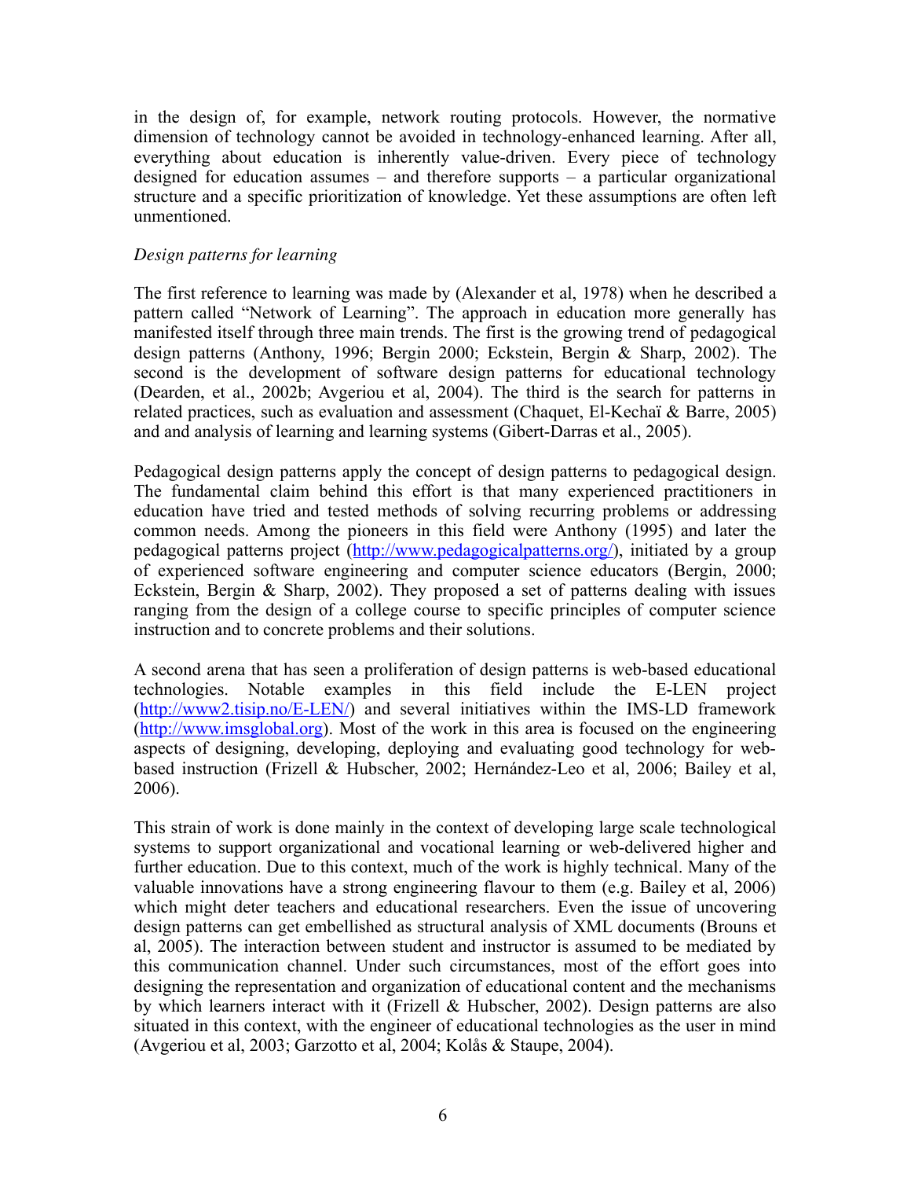in the design of, for example, network routing protocols. However, the normative dimension of technology cannot be avoided in technology-enhanced learning. After all, everything about education is inherently value-driven. Every piece of technology designed for education assumes – and therefore supports – a particular organizational structure and a specific prioritization of knowledge. Yet these assumptions are often left unmentioned.

*Design patterns for learning*

The first reference to learning was made by (Alexander et al, 1978) when he described a pattern called "Network of Learning". The approach in education more generally has manifested itself through three main trends. The first is the growing trend of pedagogical design patterns (Anthony, 1996; Bergin 2000; Eckstein, Bergin & Sharp, 2002). The second is the development of software design patterns for educational technology (Dearden, et al., 2002b; Avgeriou et al, 2004). The third is the search for patterns in related practices, such as evaluation and assessment (Chaquet, El-Kechaï & Barre, 2005) and and analysis of learning and learning systems (Gibert-Darras et al., 2005).

Pedagogical design patterns apply the concept of design patterns to pedagogical design. The fundamental claim behind this effort is that many experienced practitioners in education have tried and tested methods of solving recurring problems or addressing common needs. Among the pioneers in this field were Anthony (1995) and later the pedagogical patterns project (http://www.pedagogicalpatterns.org/), initiated by a group of experienced software engineering and computer science educators (Bergin, 2000; Eckstein, Bergin & Sharp, 2002). They proposed a set of patterns dealing with issues ranging from the design of a college course to specific principles of computer science instruction and to concrete problems and their solutions.

A second arena that has seen a proliferation of design patterns is web-based educational technologies. Notable examples in this field include the E-LEN project (http://www2.tisip.no/E-LEN/) and several initiatives within the IMS-LD framework (http://www.imsglobal.org). Most of the work in this area is focused on the engineering aspects of designing, developing, deploying and evaluating good technology for web-based instruction (Frizell & Hubscher, 2002; Hernández-Leo et al, 2006; Bailey et al, 2006).

This strain of work is done mainly in the context of developing large scale technological systems to support organizational and vocational learning or web-delivered higher and further education. Due to this context, much of the work is highly technical. Many of the valuable innovations have a strong engineering flavour to them (e.g. Bailey et al, 2006) which might deter teachers and educational researchers. Even the issue of uncovering design patterns can get embellished as structural analysis of XML documents (Brouns et al, 2005). The interaction between student and instructor is assumed to be mediated by this communication channel. Under such circumstances, most of the effort goes into designing the representation and organization of educational content and the mechanisms by which learners interact with it (Frizell & Hubscher, 2002). Design patterns are also situated in this context, with the engineer of educational technologies as the user in mind (Avgeriou et al, 2003; Garzotto et al, 2004; Kolås & Staupe, 2004).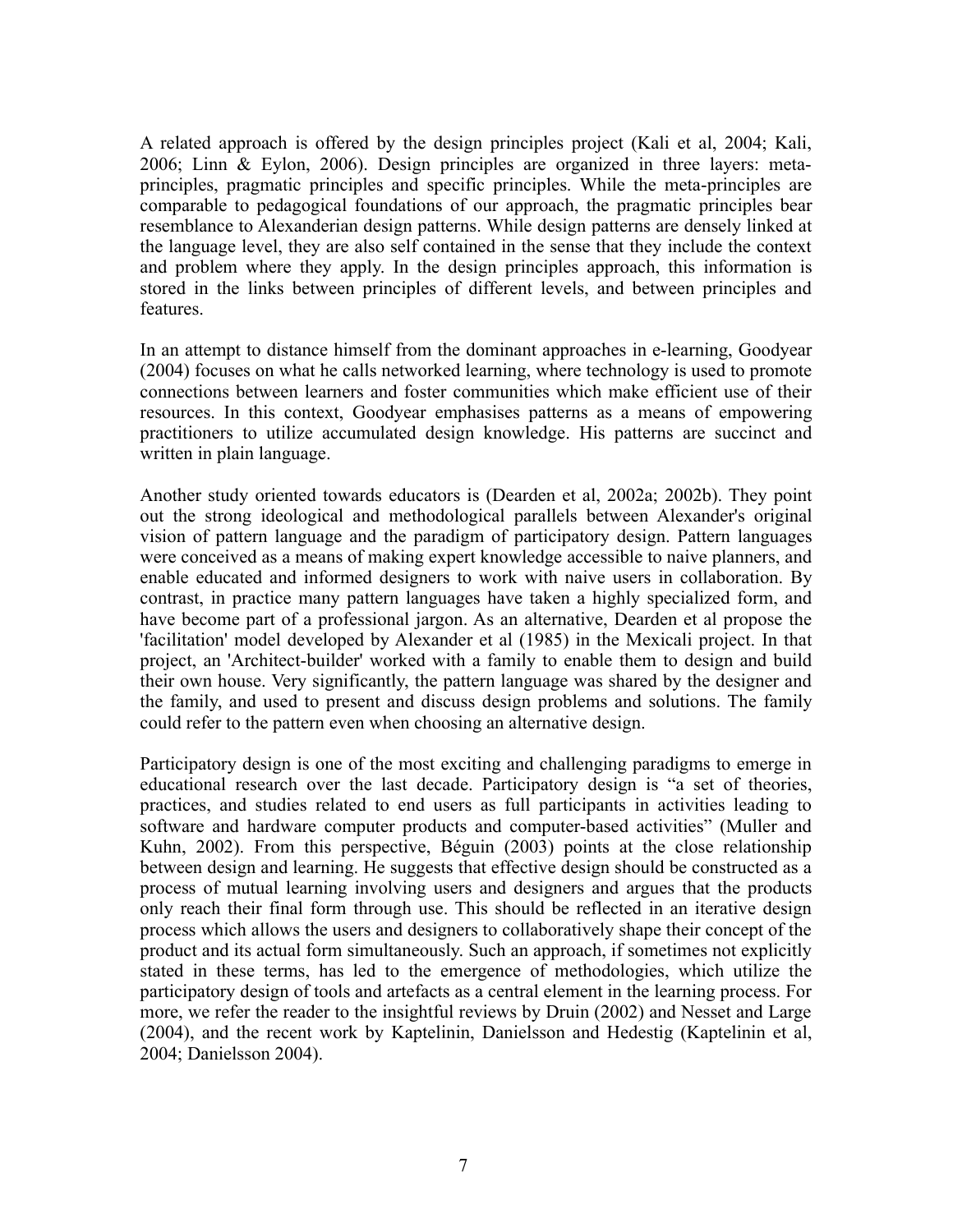A related approach is offered by the design principles project (Kali et al, 2004; Kali, 2006; Linn & Eylon, 2006). Design principles are organized in three layers: meta-principles, pragmatic principles and specific principles. While the meta-principles are comparable to pedagogical foundations of our approach, the pragmatic principles bear resemblance to Alexanderian design patterns. While design patterns are densely linked at the language level, they are also self contained in the sense that they include the context and problem where they apply. In the design principles approach, this information is stored in the links between principles of different levels, and between principles and features.

In an attempt to distance himself from the dominant approaches in e-learning, Goodyear (2004) focuses on what he calls networked learning, where technology is used to promote connections between learners and foster communities which make efficient use of their resources. In this context, Goodyear emphasises patterns as a means of empowering practitioners to utilize accumulated design knowledge. His patterns are succinct and written in plain language.

Another study oriented towards educators is (Dearden et al, 2002a; 2002b). They point out the strong ideological and methodological parallels between Alexander's original vision of pattern language and the paradigm of participatory design. Pattern languages were conceived as a means of making expert knowledge accessible to naive planners, and enable educated and informed designers to work with naive users in collaboration. By contrast, in practice many pattern languages have taken a highly specialized form, and have become part of a professional jargon. As an alternative, Dearden et al propose the 'facilitation' model developed by Alexander et al (1985) in the Mexicali project. In that project, an 'Architect-builder' worked with a family to enable them to design and build their own house. Very significantly, the pattern language was shared by the designer and the family, and used to present and discuss design problems and solutions. The family could refer to the pattern even when choosing an alternative design.

Participatory design is one of the most exciting and challenging paradigms to emerge in educational research over the last decade. Participatory design is "a set of theories, practices, and studies related to end users as full participants in activities leading to software and hardware computer products and computer-based activities" (Muller and Kuhn, 2002). From this perspective, Béguin (2003) points at the close relationship between design and learning. He suggests that effective design should be constructed as a process of mutual learning involving users and designers and argues that the products only reach their final form through use. This should be reflected in an iterative design process which allows the users and designers to collaboratively shape their concept of the product and its actual form simultaneously. Such an approach, if sometimes not explicitly stated in these terms, has led to the emergence of methodologies, which utilize the participatory design of tools and artefacts as a central element in the learning process. For more, we refer the reader to the insightful reviews by Druin (2002) and Nesset and Large (2004), and the recent work by Kaptelinin, Danielsson and Hedestig (Kaptelinin et al, 2004; Danielsson 2004).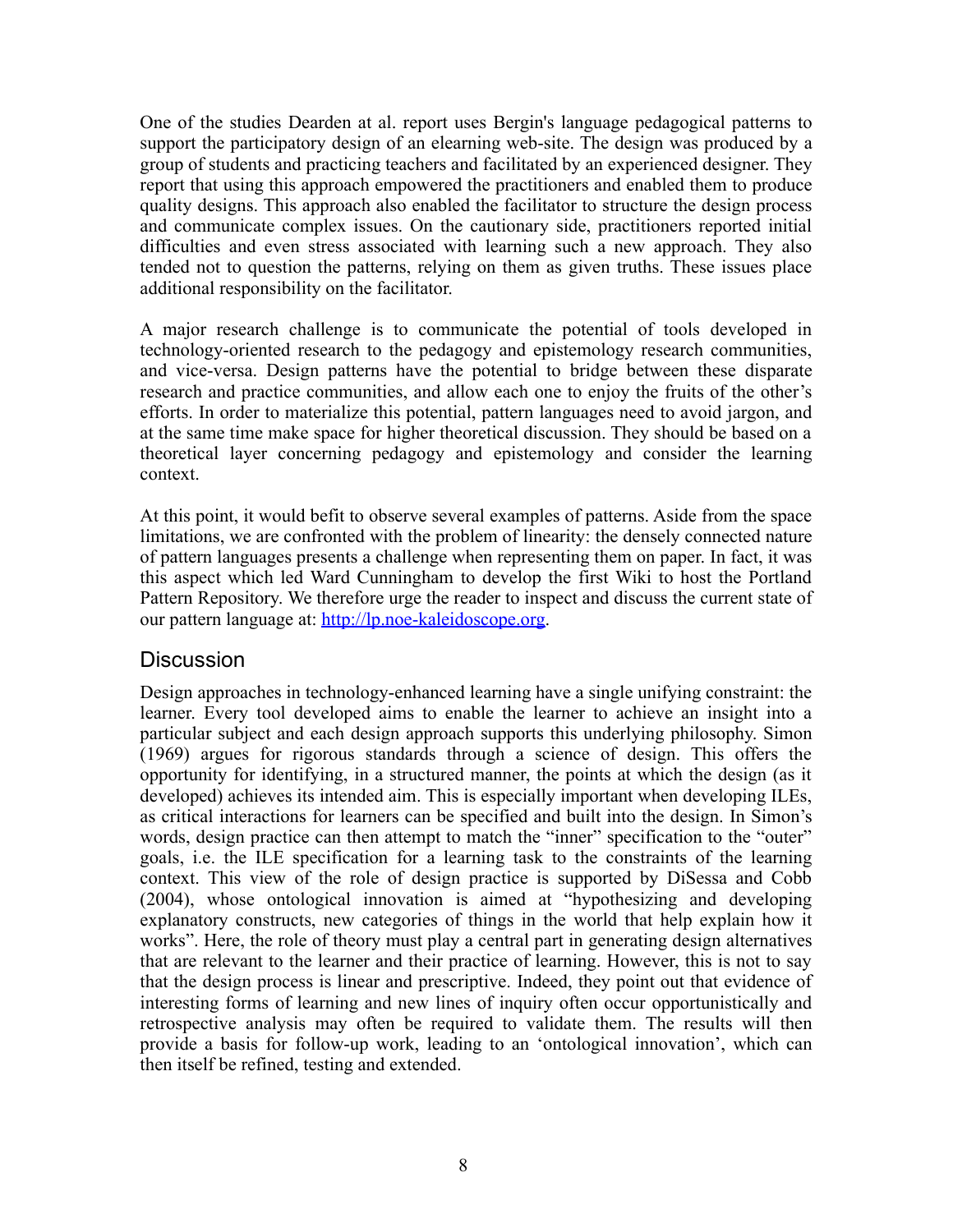One of the studies Dearden at al. report uses Bergin's language pedagogical patterns to support the participatory design of an elearning web-site. The design was produced by a group of students and practicing teachers and facilitated by an experienced designer. They report that using this approach empowered the practitioners and enabled them to produce quality designs. This approach also enabled the facilitator to structure the design process and communicate complex issues. On the cautionary side, practitioners reported initial difficulties and even stress associated with learning such a new approach. They also tended not to question the patterns, relying on them as given truths. These issues place additional responsibility on the facilitator.

A major research challenge is to communicate the potential of tools developed in technology-oriented research to the pedagogy and epistemology research communities, and vice-versa. Design patterns have the potential to bridge between these disparate research and practice communities, and allow each one to enjoy the fruits of the other's efforts. In order to materialize this potential, pattern languages need to avoid jargon, and at the same time make space for higher theoretical discussion. They should be based on a theoretical layer concerning pedagogy and epistemology and consider the learning context.

At this point, it would befit to observe several examples of patterns. Aside from the space limitations, we are confronted with the problem of linearity: the densely connected nature of pattern languages presents a challenge when representing them on paper. In fact, it was this aspect which led Ward Cunningham to develop the first Wiki to host the Portland Pattern Repository. We therefore urge the reader to inspect and discuss the current state of our pattern language at: [http://lp.noe-kaleidoscope.org](http://lp.noe-kaleidoscope.org).

## Discussion

Design approaches in technology-enhanced learning have a single unifying constraint: the learner. Every tool developed aims to enable the learner to achieve an insight into a particular subject and each design approach supports this underlying philosophy. Simon (1969) argues for rigorous standards through a science of design. This offers the opportunity for identifying, in a structured manner, the points at which the design (as it developed) achieves its intended aim. This is especially important when developing ILEs, as critical interactions for learners can be specified and built into the design. In Simon's words, design practice can then attempt to match the "inner" specification to the "outer" goals, i.e. the ILE specification for a learning task to the constraints of the learning context. This view of the role of design practice is supported by DiSessa and Cobb (2004), whose ontological innovation is aimed at "hypothesizing and developing explanatory constructs, new categories of things in the world that help explain how it works". Here, the role of theory must play a central part in generating design alternatives that are relevant to the learner and their practice of learning. However, this is not to say that the design process is linear and prescriptive. Indeed, they point out that evidence of interesting forms of learning and new lines of inquiry often occur opportunistically and retrospective analysis may often be required to validate them. The results will then provide a basis for follow-up work, leading to an 'ontological innovation', which can then itself be refined, testing and extended.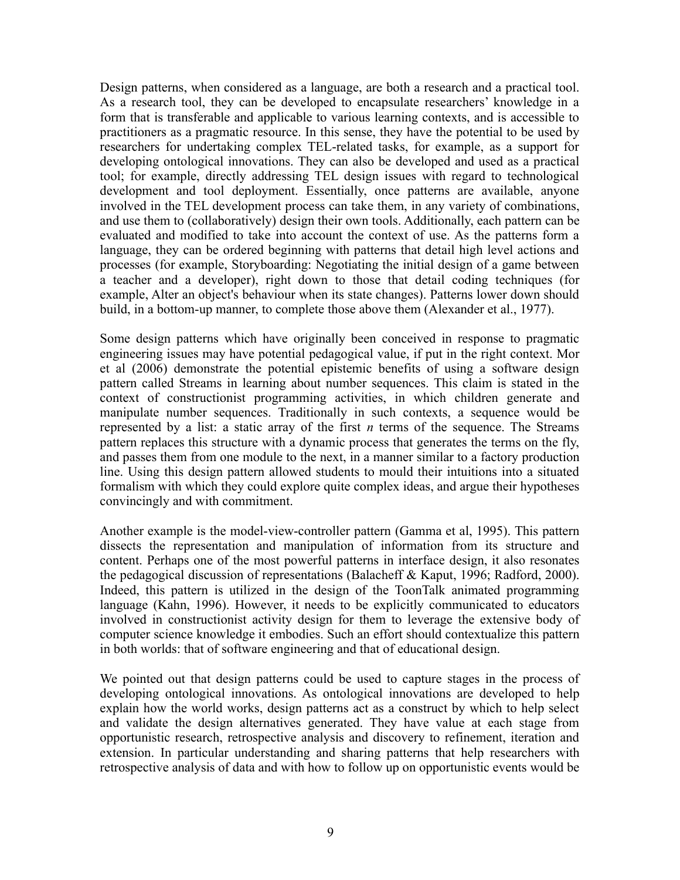Design patterns, when considered as a language, are both a research and a practical tool. As a research tool, they can be developed to encapsulate researchers' knowledge in a form that is transferable and applicable to various learning contexts, and is accessible to practitioners as a pragmatic resource. In this sense, they have the potential to be used by researchers for undertaking complex TEL-related tasks, for example, as a support for developing ontological innovations. They can also be developed and used as a practical tool; for example, directly addressing TEL design issues with regard to technological development and tool deployment. Essentially, once patterns are available, anyone involved in the TEL development process can take them, in any variety of combinations, and use them to (collaboratively) design their own tools. Additionally, each pattern can be evaluated and modified to take into account the context of use. As the patterns form a language, they can be ordered beginning with patterns that detail high level actions and processes (for example, Storyboarding: Negotiating the initial design of a game between a teacher and a developer), right down to those that detail coding techniques (for example, Alter an object's behaviour when its state changes). Patterns lower down should build, in a bottom-up manner, to complete those above them (Alexander et al., 1977).

Some design patterns which have originally been conceived in response to pragmatic engineering issues may have potential pedagogical value, if put in the right context. Mor et al (2006) demonstrate the potential epistemic benefits of using a software design pattern called Streams in learning about number sequences. This claim is stated in the context of constructionist programming activities, in which children generate and manipulate number sequences. Traditionally in such contexts, a sequence would be represented by a list: a static array of the first $n$ terms of the sequence. The Streams pattern replaces this structure with a dynamic process that generates the terms on the fly, and passes them from one module to the next, in a manner similar to a factory production line. Using this design pattern allowed students to mould their intuitions into a situated formalism with which they could explore quite complex ideas, and argue their hypotheses convincingly and with commitment.

Another example is the model-view-controller pattern (Gamma et al, 1995). This pattern dissects the representation and manipulation of information from its structure and content. Perhaps one of the most powerful patterns in interface design, it also resonates the pedagogical discussion of representations (Balacheff & Kaput, 1996; Radford, 2000). Indeed, this pattern is utilized in the design of the ToonTalk animated programming language (Kahn, 1996). However, it needs to be explicitly communicated to educators involved in constructionist activity design for them to leverage the extensive body of computer science knowledge it embodies. Such an effort should contextualize this pattern in both worlds: that of software engineering and that of educational design.

We pointed out that design patterns could be used to capture stages in the process of developing ontological innovations. As ontological innovations are developed to help explain how the world works, design patterns act as a construct by which to help select and validate the design alternatives generated. They have value at each stage from opportunistic research, retrospective analysis and discovery to refinement, iteration and extension. In particular understanding and sharing patterns that help researchers with retrospective analysis of data and with how to follow up on opportunistic events would be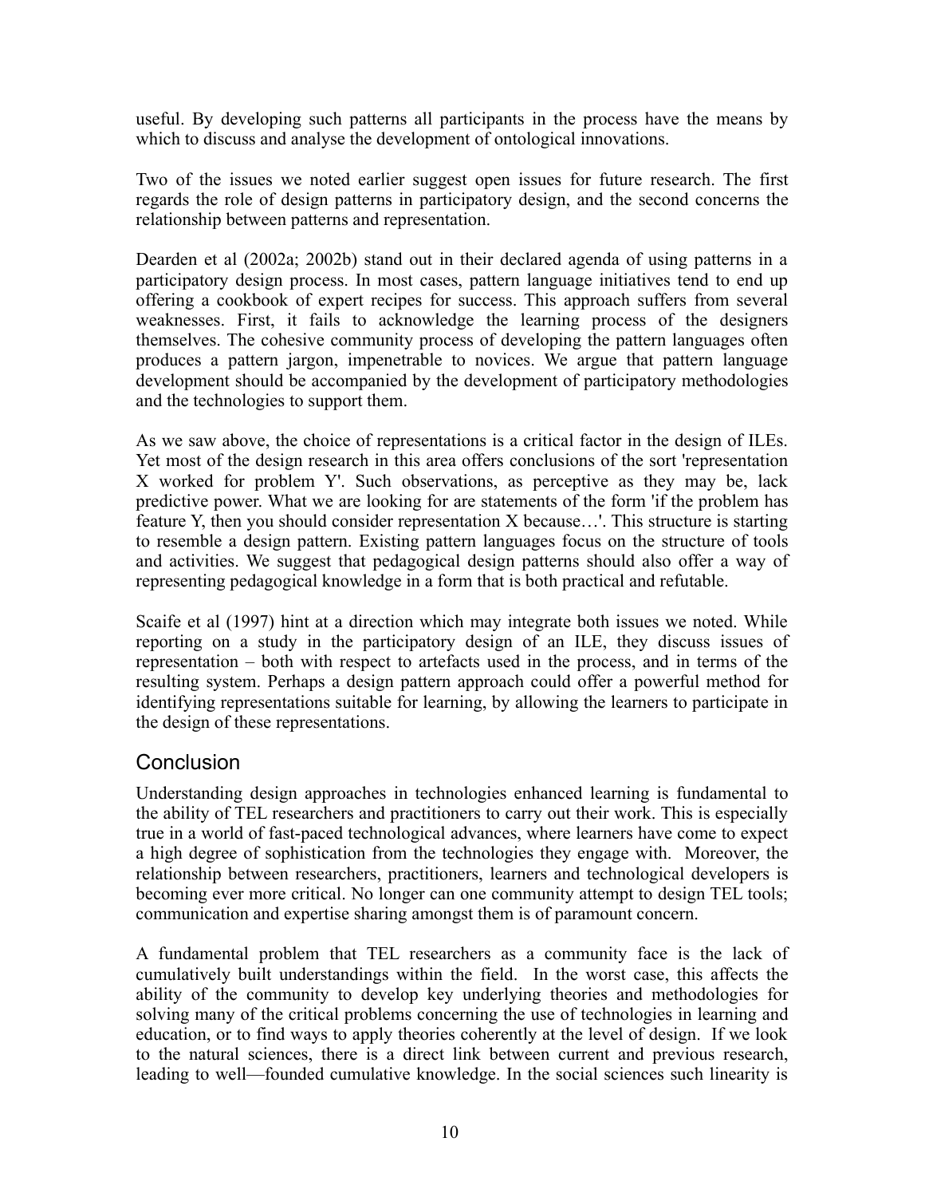useful. By developing such patterns all participants in the process have the means by which to discuss and analyse the development of ontological innovations.

Two of the issues we noted earlier suggest open issues for future research. The first regards the role of design patterns in participatory design, and the second concerns the relationship between patterns and representation.

Dearden et al (2002a; 2002b) stand out in their declared agenda of using patterns in a participatory design process. In most cases, pattern language initiatives tend to end up offering a cookbook of expert recipes for success. This approach suffers from several weaknesses. First, it fails to acknowledge the learning process of the designers themselves. The cohesive community process of developing the pattern languages often produces a pattern jargon, impenetrable to novices. We argue that pattern language development should be accompanied by the development of participatory methodologies and the technologies to support them.

As we saw above, the choice of representations is a critical factor in the design of ILEs. Yet most of the design research in this area offers conclusions of the sort 'representation X worked for problem Y'. Such observations, as perceptive as they may be, lack predictive power. What we are looking for are statements of the form 'if the problem has feature Y, then you should consider representation X because…'. This structure is starting to resemble a design pattern. Existing pattern languages focus on the structure of tools and activities. We suggest that pedagogical design patterns should also offer a way of representing pedagogical knowledge in a form that is both practical and refutable.

Scaife et al (1997) hint at a direction which may integrate both issues we noted. While reporting on a study in the participatory design of an ILE, they discuss issues of representation – both with respect to artefacts used in the process, and in terms of the resulting system. Perhaps a design pattern approach could offer a powerful method for identifying representations suitable for learning, by allowing the learners to participate in the design of these representations.

## Conclusion

Understanding design approaches in technologies enhanced learning is fundamental to the ability of TEL researchers and practitioners to carry out their work. This is especially true in a world of fast-paced technological advances, where learners have come to expect a high degree of sophistication from the technologies they engage with. Moreover, the relationship between researchers, practitioners, learners and technological developers is becoming ever more critical. No longer can one community attempt to design TEL tools; communication and expertise sharing amongst them is of paramount concern.

A fundamental problem that TEL researchers as a community face is the lack of cumulatively built understandings within the field. In the worst case, this affects the ability of the community to develop key underlying theories and methodologies for solving many of the critical problems concerning the use of technologies in learning and education, or to find ways to apply theories coherently at the level of design. If we look to the natural sciences, there is a direct link between current and previous research, leading to well—founded cumulative knowledge. In the social sciences such linearity is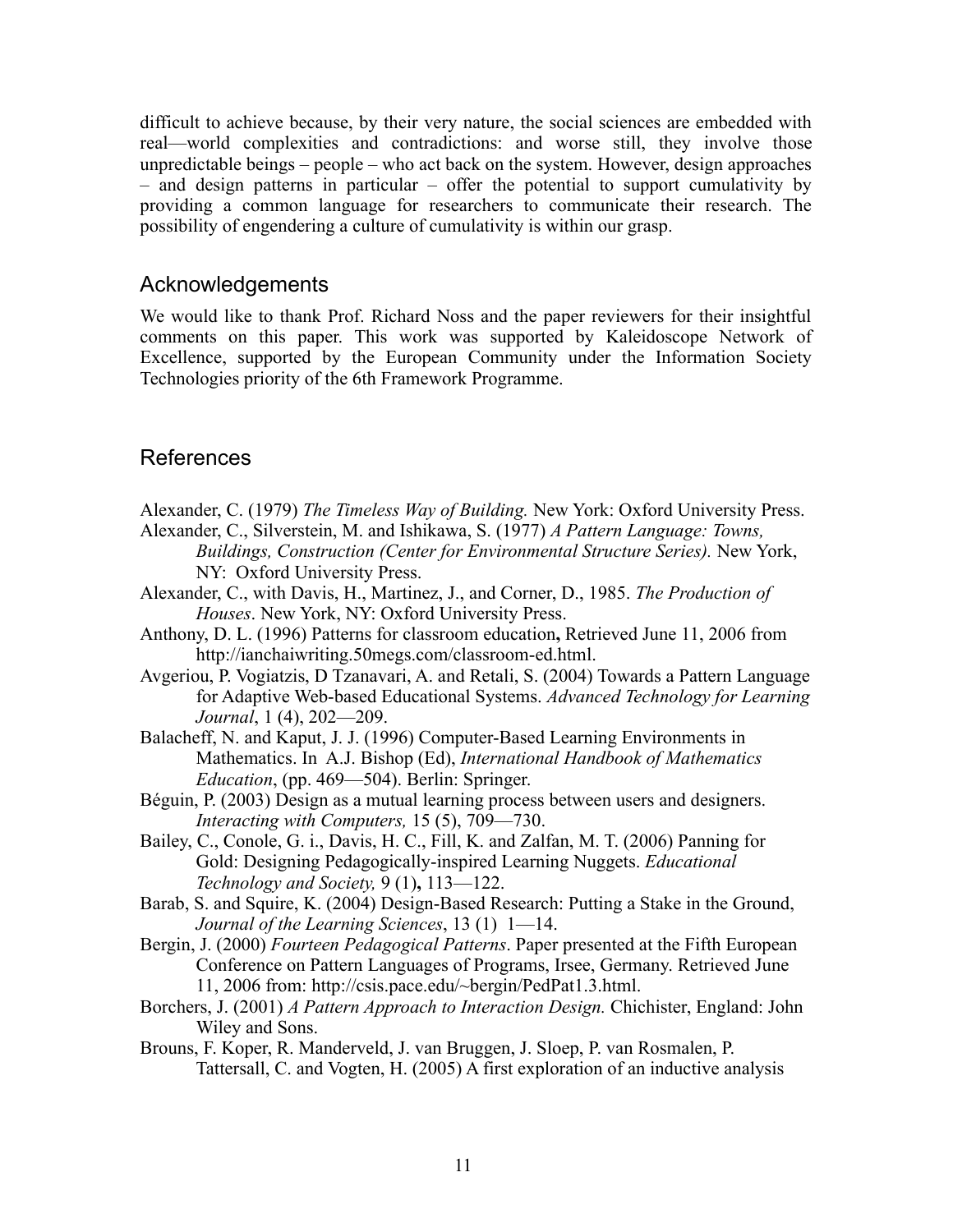difficult to achieve because, by their very nature, the social sciences are embedded with real—world complexities and contradictions: and worse still, they involve those unpredictable beings – people – who act back on the system. However, design approaches – and design patterns in particular – offer the potential to support cumulativity by providing a common language for researchers to communicate their research. The possibility of engendering a culture of cumulativity is within our grasp.

## Acknowledgements

We would like to thank Prof. Richard Noss and the paper reviewers for their insightful comments on this paper. This work was supported by Kaleidoscope Network of Excellence, supported by the European Community under the Information Society Technologies priority of the 6th Framework Programme.

## References

Alexander, C. (1979) *The Timeless Way of Building.* New York: Oxford University Press.

Alexander, C., Silverstein, M. and Ishikawa, S. (1977) *A Pattern Language: Towns, Buildings, Construction (Center for Environmental Structure Series).* New York, NY: Oxford University Press.

Alexander, C., with Davis, H., Martinez, J., and Corner, D., 1985. *The Production of Houses*. New York, NY: Oxford University Press.

Anthony, D. L. (1996) Patterns for classroom education**,** Retrieved June 11, 2006 from http://ianchaiwriting.50megs.com/classroom-ed.html.

Avgeriou, P. Vogiatzis, D Tzanavari, A. and Retali, S. (2004) Towards a Pattern Language for Adaptive Web-based Educational Systems. *Advanced Technology for Learning Journal*, 1 (4), 202—209.

Balacheff, N. and Kaput, J. J. (1996) Computer-Based Learning Environments in Mathematics. In A.J. Bishop (Ed), *International Handbook of Mathematics Education*, (pp. 469—504). Berlin: Springer.

Béguin, P. (2003) Design as a mutual learning process between users and designers. *Interacting with Computers,* 15 (5), 709—730.

Bailey, C., Conole, G. i., Davis, H. C., Fill, K. and Zalfan, M. T. (2006) Panning for Gold: Designing Pedagogically-inspired Learning Nuggets. *Educational Technology and Society,* 9 (1)**,** 113—122.

Barab, S. and Squire, K. (2004) Design-Based Research: Putting a Stake in the Ground, *Journal of the Learning Sciences*, 13 (1) 1—14.

Bergin, J. (2000) *Fourteen Pedagogical Patterns*. Paper presented at the Fifth European Conference on Pattern Languages of Programs, Irsee, Germany. Retrieved June 11, 2006 from: http://csis.pace.edu/~bergin/PedPat1.3.html.

Borchers, J. (2001) *A Pattern Approach to Interaction Design.* Chichister, England: John Wiley and Sons.

Brouns, F. Koper, R. Manderveld, J. van Bruggen, J. Sloep, P. van Rosmalen, P. Tattersall, C. and Vogten, H. (2005) A first exploration of an inductive analysis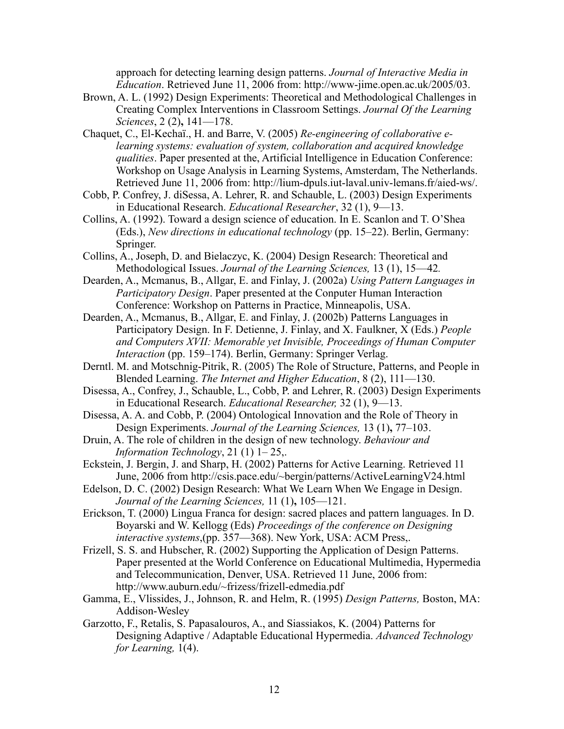approach for detecting learning design patterns. *Journal of Interactive Media in Education*. Retrieved June 11, 2006 from: http://www-jime.open.ac.uk/2005/03.

Brown, A. L. (1992) Design Experiments: Theoretical and Methodological Challenges in Creating Complex Interventions in Classroom Settings. *Journal Of the Learning Sciences*, 2 (2)**,** 141—178.

Chaquet, C., El-Kechaï., H. and Barre, V. (2005) *Re-engineering of collaborative e-learning systems: evaluation of system, collaboration and acquired knowledge qualities*. Paper presented at the, Artificial Intelligence in Education Conference: Workshop on Usage Analysis in Learning Systems, Amsterdam, The Netherlands. Retrieved June 11, 2006 from: http://lium-dpuls.iut-laval.univ-lemans.fr/aied-ws/.

Cobb, P. Confrey, J. diSessa, A. Lehrer, R. and Schauble, L. (2003) Design Experiments in Educational Research. *Educational Researcher*, 32 (1), 9—13.

Collins, A. (1992). Toward a design science of education. In E. Scanlon and T. O'Shea (Eds.), *New directions in educational technology* (pp. 15–22). Berlin, Germany: Springer.

Collins, A., Joseph, D. and Bielaczyc, K. (2004) Design Research: Theoretical and Methodological Issues. *Journal of the Learning Sciences,* 13 (1), 15—42*.*

Dearden, A., Mcmanus, B., Allgar, E. and Finlay, J. (2002a) *Using Pattern Languages in Participatory Design*. Paper presented at the Conputer Human Interaction Conference: Workshop on Patterns in Practice, Minneapolis, USA.

Dearden, A., Mcmanus, B., Allgar, E. and Finlay, J. (2002b) Patterns Languages in Participatory Design. In F. Detienne, J. Finlay, and X. Faulkner, X (Eds.) *People and Computers XVII: Memorable yet Invisible, Proceedings of Human Computer Interaction* (pp. 159–174). Berlin, Germany: Springer Verlag.

Derntl. M. and Motschnig-Pitrik, R. (2005) The Role of Structure, Patterns, and People in Blended Learning. *The Internet and Higher Education*, 8 (2), 111—130.

Disessa, A., Confrey, J., Schauble, L., Cobb, P. and Lehrer, R. (2003) Design Experiments in Educational Research. *Educational Researcher,* 32 (1), 9—13.

Disessa, A. A. and Cobb, P. (2004) Ontological Innovation and the Role of Theory in Design Experiments. *Journal of the Learning Sciences,* 13 (1)**,** 77–103.

Druin, A. The role of children in the design of new technology. *Behaviour and Information Technology*, 21 (1) 1– 25,.

Eckstein, J. Bergin, J. and Sharp, H. (2002) Patterns for Active Learning. Retrieved 11 June, 2006 from http://csis.pace.edu/~bergin/patterns/ActiveLearningV24.html

Edelson, D. C. (2002) Design Research: What We Learn When We Engage in Design. *Journal of the Learning Sciences,* 11 (1)**,** 105—121.

Erickson, T. (2000) Lingua Franca for design: sacred places and pattern languages. In D. Boyarski and W. Kellogg (Eds) *Proceedings of the conference on Designing interactive systems*,(pp. 357—368). New York, USA: ACM Press,.

Frizell, S. S. and Hubscher, R. (2002) Supporting the Application of Design Patterns. Paper presented at the World Conference on Educational Multimedia, Hypermedia and Telecommunication, Denver, USA. Retrieved 11 June, 2006 from: http://www.auburn.edu/~frizess/frizell-edmedia.pdf

Gamma, E., Vlissides, J., Johnson, R. and Helm, R. (1995) *Design Patterns,* Boston, MA: Addison-Wesley

Garzotto, F., Retalis, S. Papasalouros, A., and Siassiakos, K. (2004) Patterns for Designing Adaptive / Adaptable Educational Hypermedia. *Advanced Technology for Learning,* 1(4).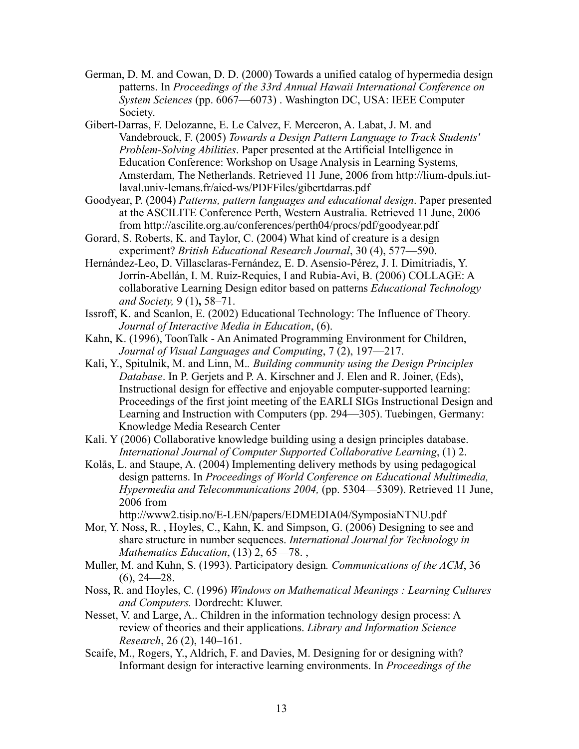German, D. M. and Cowan, D. D. (2000) Towards a unified catalog of hypermedia design patterns. In *Proceedings of the 33rd Annual Hawaii International Conference on System Sciences* (pp. 6067—6073) . Washington DC, USA: IEEE Computer Society.

Gibert-Darras, F. Delozanne, E. Le Calvez, F. Merceron, A. Labat, J. M. and Vandebrouck, F. (2005) *Towards a Design Pattern Language to Track Students' Problem-Solving Abilities*. Paper presented at the Artificial Intelligence in Education Conference: Workshop on Usage Analysis in Learning Systems*,* Amsterdam, The Netherlands. Retrieved 11 June, 2006 from http://lium-dpuls.iut-laval.univ-lemans.fr/aied-ws/PDFFiles/gibertdarras.pdf

Goodyear, P. (2004) *Patterns, pattern languages and educational design*. Paper presented at the ASCILITE Conference Perth, Western Australia. Retrieved 11 June, 2006 from http://ascilite.org.au/conferences/perth04/procs/pdf/goodyear.pdf

Gorard, S. Roberts, K. and Taylor, C. (2004) What kind of creature is a design experiment? *British Educational Research Journal*, 30 (4), 577—590.

Hernández-Leo, D. Villasclaras-Fernández, E. D. Asensio-Pérez, J. I. Dimitriadis, Y. Jorrín-Abellán, I. M. Ruiz-Requies, I and Rubia-Avi, B. (2006) COLLAGE: A collaborative Learning Design editor based on patterns *Educational Technology and Society,* 9 (1)**,** 58–71.

Issroff, K. and Scanlon, E. (2002) Educational Technology: The Influence of Theory*. Journal of Interactive Media in Education*, (6).

Kahn, K. (1996), ToonTalk - An Animated Programming Environment for Children, *Journal of Visual Languages and Computing*, 7 (2), 197—217.

Kali, Y., Spitulnik, M. and Linn, M.. *Building community using the Design Principles Database*. In P. Gerjets and P. A. Kirschner and J. Elen and R. Joiner, (Eds), Instructional design for effective and enjoyable computer-supported learning: Proceedings of the first joint meeting of the EARLI SIGs Instructional Design and Learning and Instruction with Computers (pp. 294—305). Tuebingen, Germany: Knowledge Media Research Center

Kali. Y (2006) Collaborative knowledge building using a design principles database. *International Journal of Computer Supported Collaborative Learning*, (1) 2.

Kolås, L. and Staupe, A. (2004) Implementing delivery methods by using pedagogical design patterns. In *Proceedings of World Conference on Educational Multimedia, Hypermedia and Telecommunications 2004,* (pp. 5304—5309). Retrieved 11 June, 2006 from http://www2.tisip.no/E-LEN/papers/EDMEDIA04/SymposiaNTNU.pdf

Mor, Y. Noss, R. , Hoyles, C., Kahn, K. and Simpson, G. (2006) Designing to see and share structure in number sequences. *International Journal for Technology in Mathematics Education*, (13) 2, 65—78. ,

Muller, M. and Kuhn, S. (1993). Participatory design*. Communications of the ACM*, 36 (6), 24—28.

Noss, R. and Hoyles, C. (1996) *Windows on Mathematical Meanings : Learning Cultures and Computers.* Dordrecht: Kluwer.

Nesset, V. and Large, A.. Children in the information technology design process: A review of theories and their applications. *Library and Information Science Research*, 26 (2), 140–161.

Scaife, M., Rogers, Y., Aldrich, F. and Davies, M. Designing for or designing with? Informant design for interactive learning environments. In *Proceedings of the*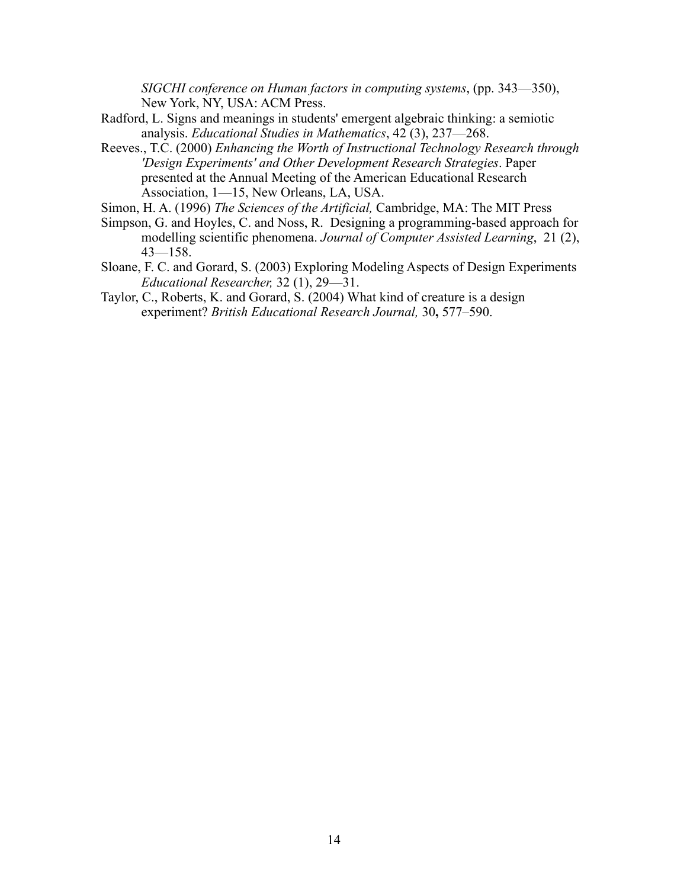*SIGCHI conference on Human factors in computing systems*, (pp. 343—350), New York, NY, USA: ACM Press.

Radford, L. Signs and meanings in students' emergent algebraic thinking: a semiotic analysis. *Educational Studies in Mathematics*, 42 (3), 237—268.

Reeves., T.C. (2000) *Enhancing the Worth of Instructional Technology Research through 'Design Experiments' and Other Development Research Strategies*. Paper presented at the Annual Meeting of the American Educational Research Association, 1—15, New Orleans, LA, USA.

Simon, H. A. (1996) *The Sciences of the Artificial,* Cambridge, MA: The MIT Press

Simpson, G. and Hoyles, C. and Noss, R. Designing a programming-based approach for modelling scientific phenomena. *Journal of Computer Assisted Learning*, 21 (2), 43—158.

Sloane, F. C. and Gorard, S. (2003) Exploring Modeling Aspects of Design Experiments *Educational Researcher,* 32 (1), 29—31.

Taylor, C., Roberts, K. and Gorard, S. (2004) What kind of creature is a design experiment? *British Educational Research Journal,* 30**,** 577–590.